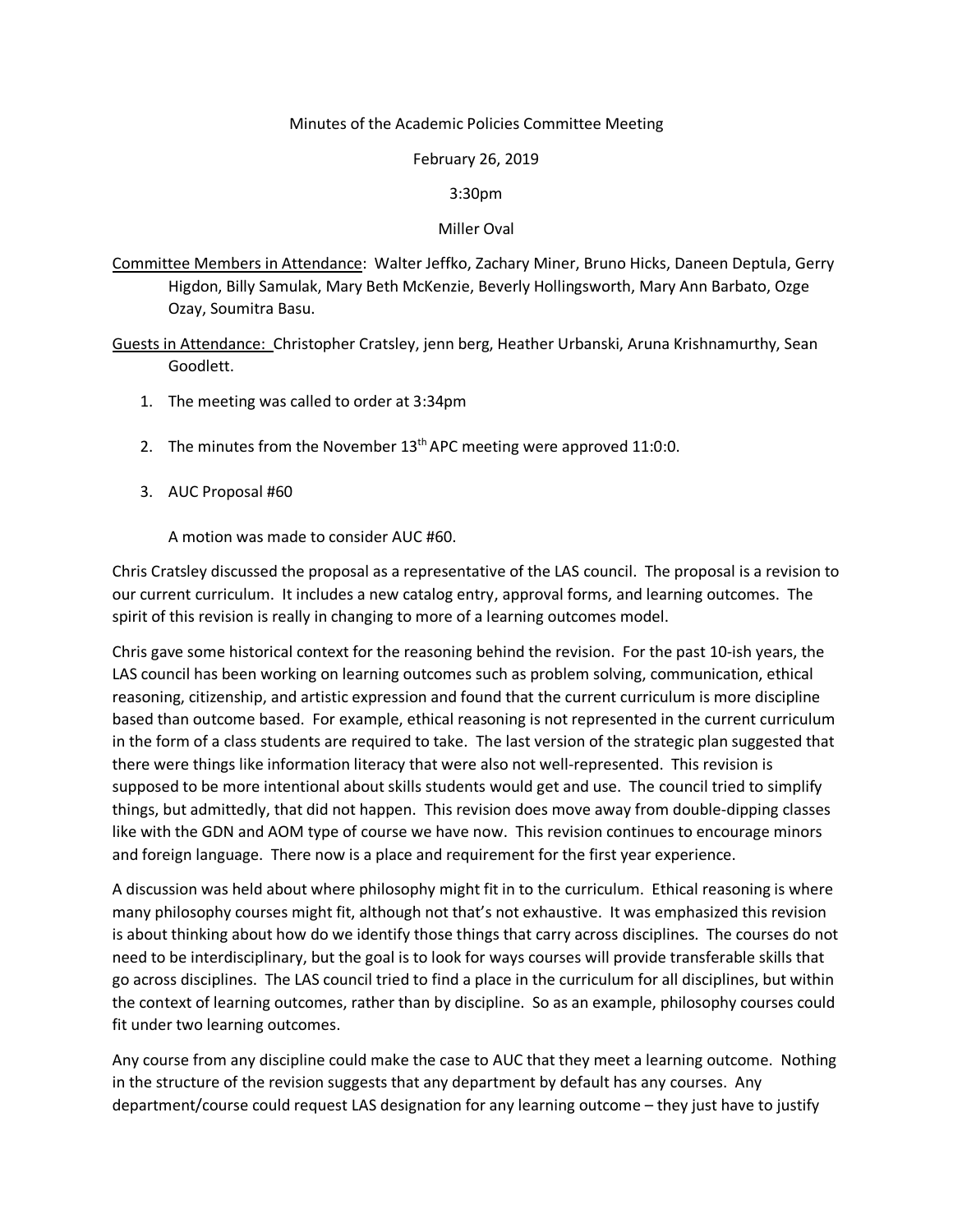Minutes of the Academic Policies Committee Meeting

February 26, 2019

3:30pm

Miller Oval

Committee Members in Attendance: Walter Jeffko, Zachary Miner, Bruno Hicks, Daneen Deptula, Gerry Higdon, Billy Samulak, Mary Beth McKenzie, Beverly Hollingsworth, Mary Ann Barbato, Ozge Ozay, Soumitra Basu.

Guests in Attendance: Christopher Cratsley, jenn berg, Heather Urbanski, Aruna Krishnamurthy, Sean Goodlett.

1. The meeting was called to order at 3:34pm

2. The minutes from the November 13th APC meeting were approved 11:0:0.

3. AUC Proposal #60

   A motion was made to consider AUC #60.

Chris Cratsley discussed the proposal as a representative of the LAS council. The proposal is a revision to our current curriculum. It includes a new catalog entry, approval forms, and learning outcomes. The spirit of this revision is really in changing to more of a learning outcomes model.

Chris gave some historical context for the reasoning behind the revision. For the past 10-ish years, the LAS council has been working on learning outcomes such as problem solving, communication, ethical reasoning, citizenship, and artistic expression and found that the current curriculum is more discipline based than outcome based. For example, ethical reasoning is not represented in the current curriculum in the form of a class students are required to take. The last version of the strategic plan suggested that there were things like information literacy that were also not well-represented. This revision is supposed to be more intentional about skills students would get and use. The council tried to simplify things, but admittedly, that did not happen. This revision does move away from double-dipping classes like with the GDN and AOM type of course we have now. This revision continues to encourage minors and foreign language. There now is a place and requirement for the first year experience.

A discussion was held about where philosophy might fit in to the curriculum. Ethical reasoning is where many philosophy courses might fit, although not that's not exhaustive. It was emphasized this revision is about thinking about how do we identify those things that carry across disciplines. The courses do not need to be interdisciplinary, but the goal is to look for ways courses will provide transferable skills that go across disciplines. The LAS council tried to find a place in the curriculum for all disciplines, but within the context of learning outcomes, rather than by discipline. So as an example, philosophy courses could fit under two learning outcomes.

Any course from any discipline could make the case to AUC that they meet a learning outcome. Nothing in the structure of the revision suggests that any department by default has any courses. Any department/course could request LAS designation for any learning outcome – they just have to justify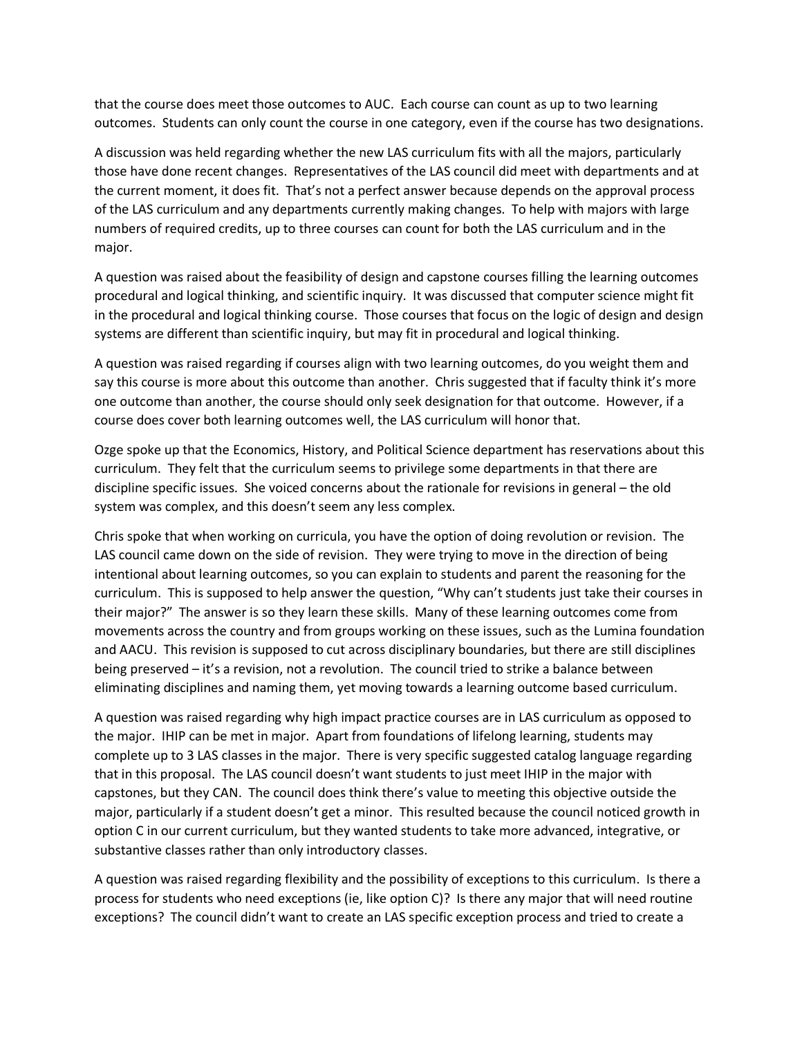that the course does meet those outcomes to AUC. Each course can count as up to two learning outcomes. Students can only count the course in one category, even if the course has two designations.

A discussion was held regarding whether the new LAS curriculum fits with all the majors, particularly those have done recent changes. Representatives of the LAS council did meet with departments and at the current moment, it does fit. That's not a perfect answer because depends on the approval process of the LAS curriculum and any departments currently making changes. To help with majors with large numbers of required credits, up to three courses can count for both the LAS curriculum and in the major.

A question was raised about the feasibility of design and capstone courses filling the learning outcomes procedural and logical thinking, and scientific inquiry. It was discussed that computer science might fit in the procedural and logical thinking course. Those courses that focus on the logic of design and design systems are different than scientific inquiry, but may fit in procedural and logical thinking.

A question was raised regarding if courses align with two learning outcomes, do you weight them and say this course is more about this outcome than another. Chris suggested that if faculty think it's more one outcome than another, the course should only seek designation for that outcome. However, if a course does cover both learning outcomes well, the LAS curriculum will honor that.

Ozge spoke up that the Economics, History, and Political Science department has reservations about this curriculum. They felt that the curriculum seems to privilege some departments in that there are discipline specific issues. She voiced concerns about the rationale for revisions in general – the old system was complex, and this doesn't seem any less complex.

Chris spoke that when working on curricula, you have the option of doing revolution or revision. The LAS council came down on the side of revision. They were trying to move in the direction of being intentional about learning outcomes, so you can explain to students and parent the reasoning for the curriculum. This is supposed to help answer the question, "Why can't students just take their courses in their major?" The answer is so they learn these skills. Many of these learning outcomes come from movements across the country and from groups working on these issues, such as the Lumina foundation and AACU. This revision is supposed to cut across disciplinary boundaries, but there are still disciplines being preserved – it's a revision, not a revolution. The council tried to strike a balance between eliminating disciplines and naming them, yet moving towards a learning outcome based curriculum.

A question was raised regarding why high impact practice courses are in LAS curriculum as opposed to the major. IHIP can be met in major. Apart from foundations of lifelong learning, students may complete up to 3 LAS classes in the major. There is very specific suggested catalog language regarding that in this proposal. The LAS council doesn't want students to just meet IHIP in the major with capstones, but they CAN. The council does think there's value to meeting this objective outside the major, particularly if a student doesn't get a minor. This resulted because the council noticed growth in option C in our current curriculum, but they wanted students to take more advanced, integrative, or substantive classes rather than only introductory classes.

A question was raised regarding flexibility and the possibility of exceptions to this curriculum. Is there a process for students who need exceptions (ie, like option C)? Is there any major that will need routine exceptions? The council didn't want to create an LAS specific exception process and tried to create a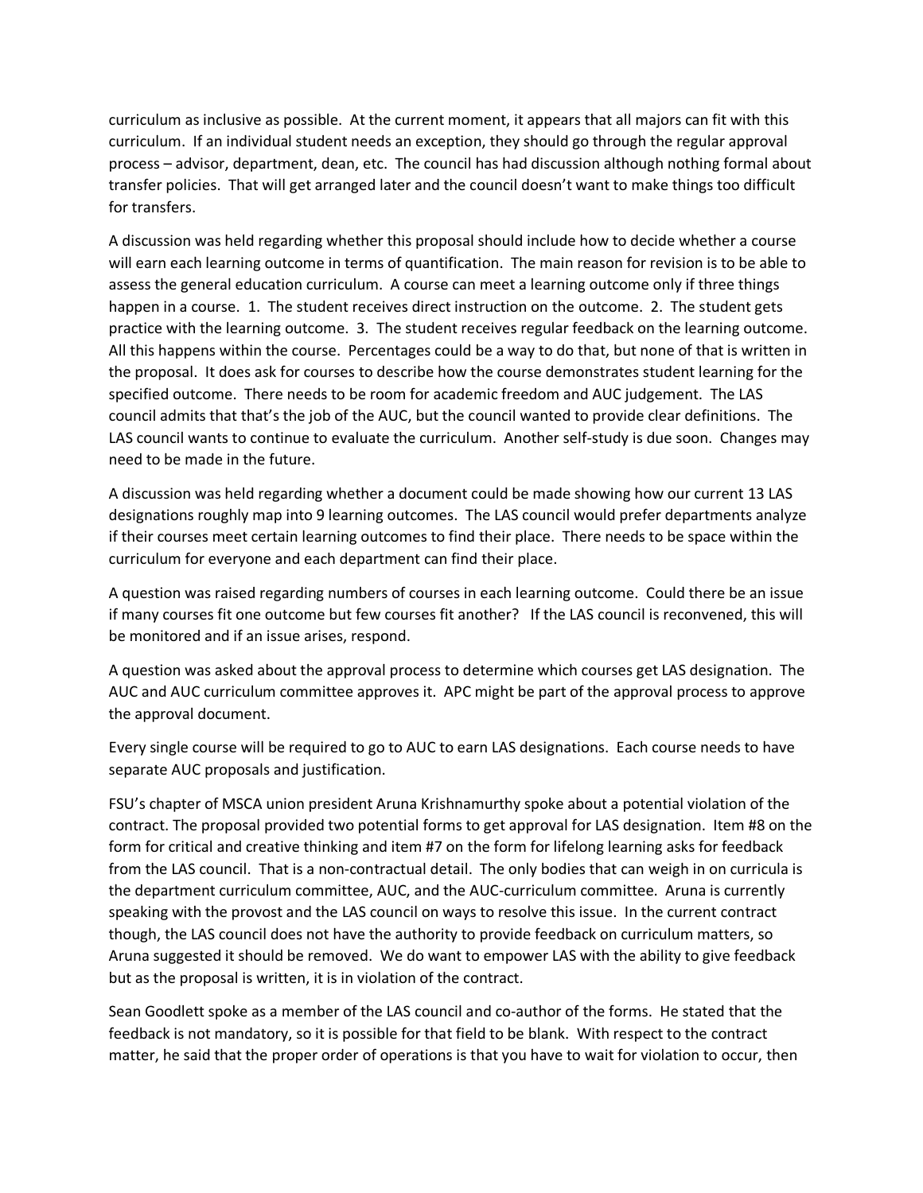curriculum as inclusive as possible. At the current moment, it appears that all majors can fit with this curriculum. If an individual student needs an exception, they should go through the regular approval process – advisor, department, dean, etc. The council has had discussion although nothing formal about transfer policies. That will get arranged later and the council doesn't want to make things too difficult for transfers.

A discussion was held regarding whether this proposal should include how to decide whether a course will earn each learning outcome in terms of quantification. The main reason for revision is to be able to assess the general education curriculum. A course can meet a learning outcome only if three things happen in a course. 1. The student receives direct instruction on the outcome. 2. The student gets practice with the learning outcome. 3. The student receives regular feedback on the learning outcome. All this happens within the course. Percentages could be a way to do that, but none of that is written in the proposal. It does ask for courses to describe how the course demonstrates student learning for the specified outcome. There needs to be room for academic freedom and AUC judgement. The LAS council admits that that's the job of the AUC, but the council wanted to provide clear definitions. The LAS council wants to continue to evaluate the curriculum. Another self-study is due soon. Changes may need to be made in the future.

A discussion was held regarding whether a document could be made showing how our current 13 LAS designations roughly map into 9 learning outcomes. The LAS council would prefer departments analyze if their courses meet certain learning outcomes to find their place. There needs to be space within the curriculum for everyone and each department can find their place.

A question was raised regarding numbers of courses in each learning outcome. Could there be an issue if many courses fit one outcome but few courses fit another? If the LAS council is reconvened, this will be monitored and if an issue arises, respond.

A question was asked about the approval process to determine which courses get LAS designation. The AUC and AUC curriculum committee approves it. APC might be part of the approval process to approve the approval document.

Every single course will be required to go to AUC to earn LAS designations. Each course needs to have separate AUC proposals and justification.

FSU's chapter of MSCA union president Aruna Krishnamurthy spoke about a potential violation of the contract. The proposal provided two potential forms to get approval for LAS designation. Item #8 on the form for critical and creative thinking and item #7 on the form for lifelong learning asks for feedback from the LAS council. That is a non-contractual detail. The only bodies that can weigh in on curricula is the department curriculum committee, AUC, and the AUC-curriculum committee. Aruna is currently speaking with the provost and the LAS council on ways to resolve this issue. In the current contract though, the LAS council does not have the authority to provide feedback on curriculum matters, so Aruna suggested it should be removed. We do want to empower LAS with the ability to give feedback but as the proposal is written, it is in violation of the contract.

Sean Goodlett spoke as a member of the LAS council and co-author of the forms. He stated that the feedback is not mandatory, so it is possible for that field to be blank. With respect to the contract matter, he said that the proper order of operations is that you have to wait for violation to occur, then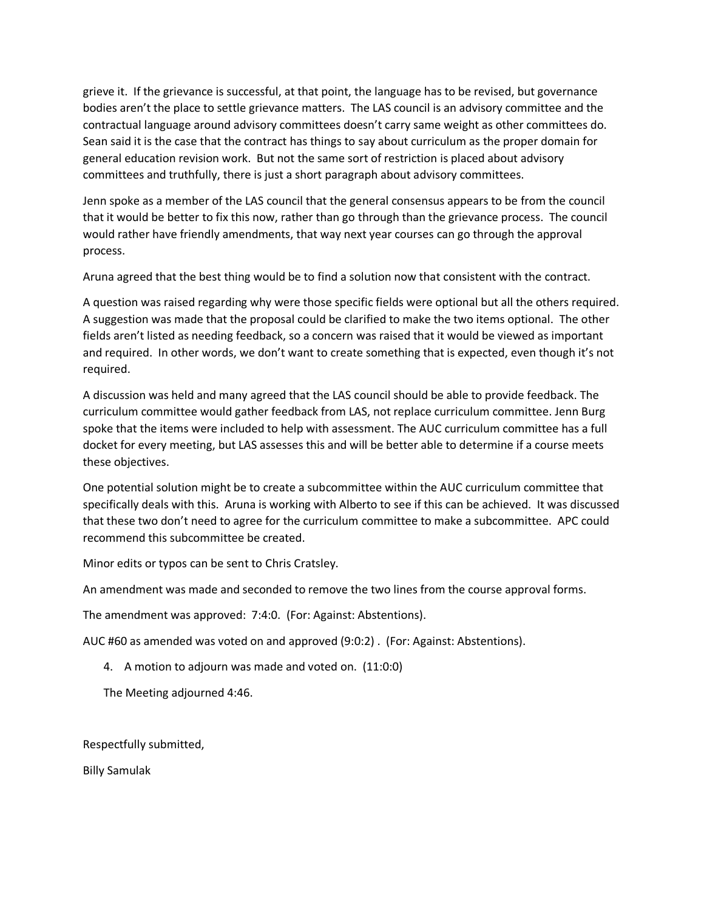grieve it. If the grievance is successful, at that point, the language has to be revised, but governance bodies aren't the place to settle grievance matters. The LAS council is an advisory committee and the contractual language around advisory committees doesn't carry same weight as other committees do. Sean said it is the case that the contract has things to say about curriculum as the proper domain for general education revision work. But not the same sort of restriction is placed about advisory committees and truthfully, there is just a short paragraph about advisory committees.

Jenn spoke as a member of the LAS council that the general consensus appears to be from the council that it would be better to fix this now, rather than go through than the grievance process. The council would rather have friendly amendments, that way next year courses can go through the approval process.

Aruna agreed that the best thing would be to find a solution now that consistent with the contract.

A question was raised regarding why were those specific fields were optional but all the others required. A suggestion was made that the proposal could be clarified to make the two items optional. The other fields aren't listed as needing feedback, so a concern was raised that it would be viewed as important and required. In other words, we don't want to create something that is expected, even though it's not required.

A discussion was held and many agreed that the LAS council should be able to provide feedback. The curriculum committee would gather feedback from LAS, not replace curriculum committee. Jenn Burg spoke that the items were included to help with assessment. The AUC curriculum committee has a full docket for every meeting, but LAS assesses this and will be better able to determine if a course meets these objectives.

One potential solution might be to create a subcommittee within the AUC curriculum committee that specifically deals with this. Aruna is working with Alberto to see if this can be achieved. It was discussed that these two don't need to agree for the curriculum committee to make a subcommittee. APC could recommend this subcommittee be created.

Minor edits or typos can be sent to Chris Cratsley.

An amendment was made and seconded to remove the two lines from the course approval forms.

The amendment was approved: 7:4:0. (For: Against: Abstentions).

AUC #60 as amended was voted on and approved (9:0:2) . (For: Against: Abstentions).

4. A motion to adjourn was made and voted on. (11:0:0)

   The Meeting adjourned 4:46.

Respectfully submitted,

Billy Samulak